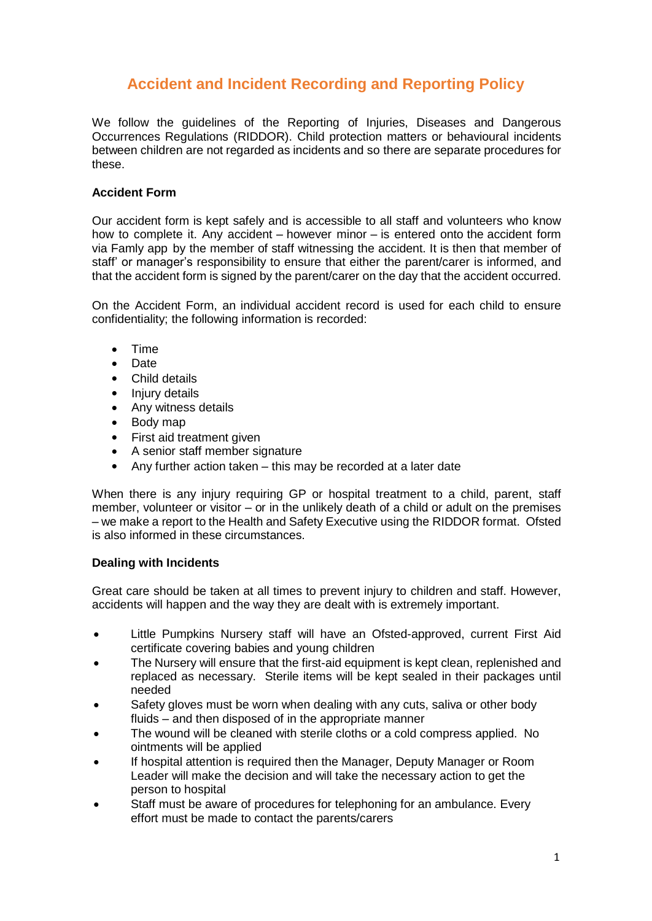# Accident and Incident Recording and Reporting Policy

We follow the guidelines of the Reporting of Injuries, Diseases and Dangerous Occurrences Regulations (RIDDOR). Child protection matters or behavioural incidents between children are not regarded as incidents and so there are separate procedures for these.

**Accident Form**

Our accident form is kept safely and is accessible to all staff and volunteers who know how to complete it. Any accident – however minor – is entered onto the accident form via Famly app by the member of staff witnessing the accident. It is then that member of staff' or manager's responsibility to ensure that either the parent/carer is informed, and that the accident form is signed by the parent/carer on the day that the accident occurred.

On the Accident Form, an individual accident record is used for each child to ensure confidentiality; the following information is recorded:

- Time
- Date
- Child details
- Injury details
- Any witness details
- Body map
- First aid treatment given
- A senior staff member signature
- Any further action taken – this may be recorded at a later date

When there is any injury requiring GP or hospital treatment to a child, parent, staff member, volunteer or visitor – or in the unlikely death of a child or adult on the premises – we make a report to the Health and Safety Executive using the RIDDOR format. Ofsted is also informed in these circumstances.

**Dealing with Incidents**

Great care should be taken at all times to prevent injury to children and staff. However, accidents will happen and the way they are dealt with is extremely important.

- Little Pumpkins Nursery staff will have an Ofsted-approved, current First Aid certificate covering babies and young children
- The Nursery will ensure that the first-aid equipment is kept clean, replenished and replaced as necessary. Sterile items will be kept sealed in their packages until needed
- Safety gloves must be worn when dealing with any cuts, saliva or other body fluids – and then disposed of in the appropriate manner
- The wound will be cleaned with sterile cloths or a cold compress applied. No ointments will be applied
- If hospital attention is required then the Manager, Deputy Manager or Room Leader will make the decision and will take the necessary action to get the person to hospital
- Staff must be aware of procedures for telephoning for an ambulance. Every effort must be made to contact the parents/carers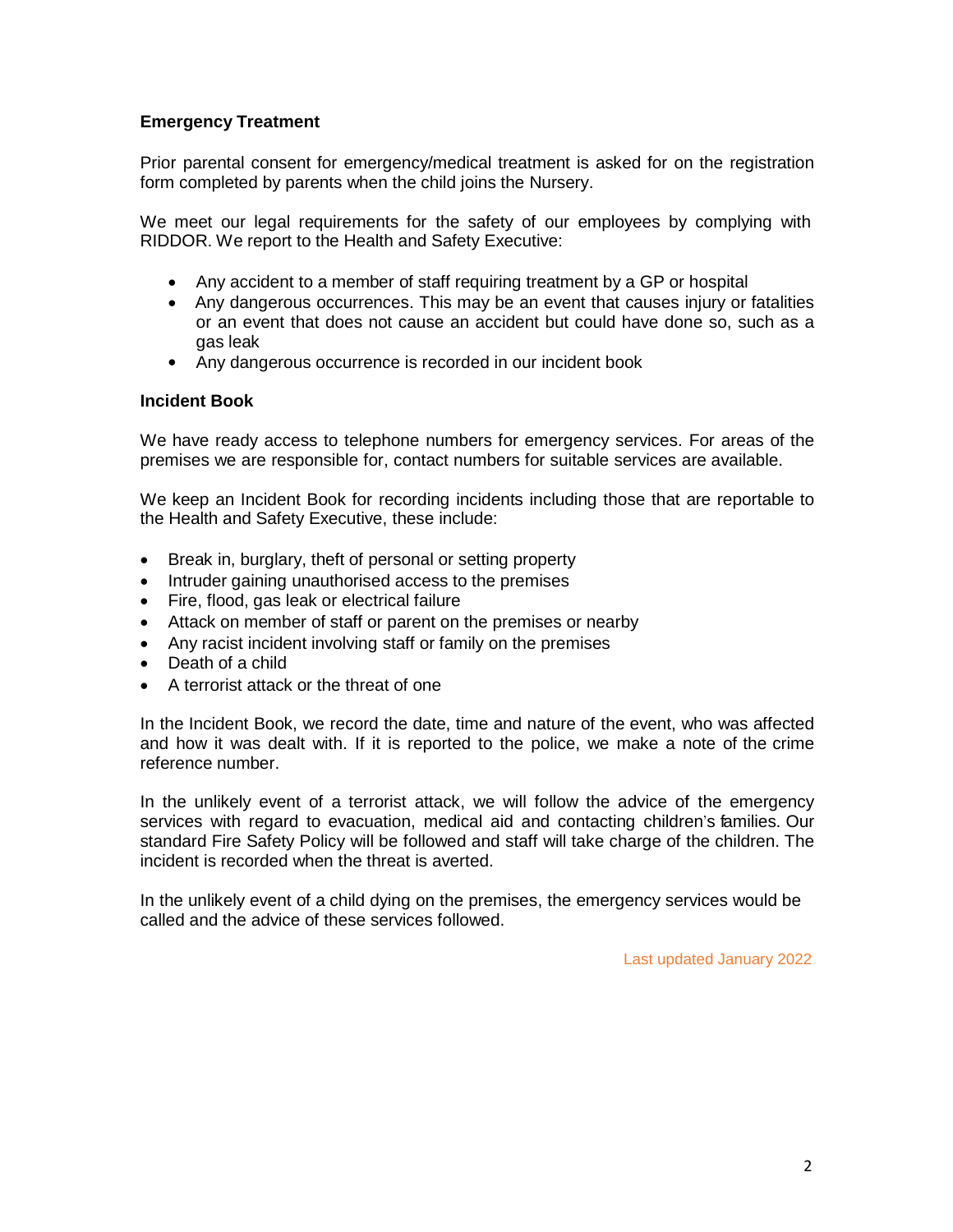### Emergency Treatment

Prior parental consent for emergency/medical treatment is asked for on the registration form completed by parents when the child joins the Nursery.

We meet our legal requirements for the safety of our employees by complying with RIDDOR. We report to the Health and Safety Executive:

- Any accident to a member of staff requiring treatment by a GP or hospital
- Any dangerous occurrences. This may be an event that causes injury or fatalities or an event that does not cause an accident but could have done so, such as a gas leak
- Any dangerous occurrence is recorded in our incident book

### Incident Book

We have ready access to telephone numbers for emergency services. For areas of the premises we are responsible for, contact numbers for suitable services are available.

We keep an Incident Book for recording incidents including those that are reportable to the Health and Safety Executive, these include:

- Break in, burglary, theft of personal or setting property
- Intruder gaining unauthorised access to the premises
- Fire, flood, gas leak or electrical failure
- Attack on member of staff or parent on the premises or nearby
- Any racist incident involving staff or family on the premises
- Death of a child
- A terrorist attack or the threat of one

In the Incident Book, we record the date, time and nature of the event, who was affected and how it was dealt with. If it is reported to the police, we make a note of the crime reference number.

In the unlikely event of a terrorist attack, we will follow the advice of the emergency services with regard to evacuation, medical aid and contacting children's families. Our standard Fire Safety Policy will be followed and staff will take charge of the children. The incident is recorded when the threat is averted.

In the unlikely event of a child dying on the premises, the emergency services would be called and the advice of these services followed.

Last updated January 2022